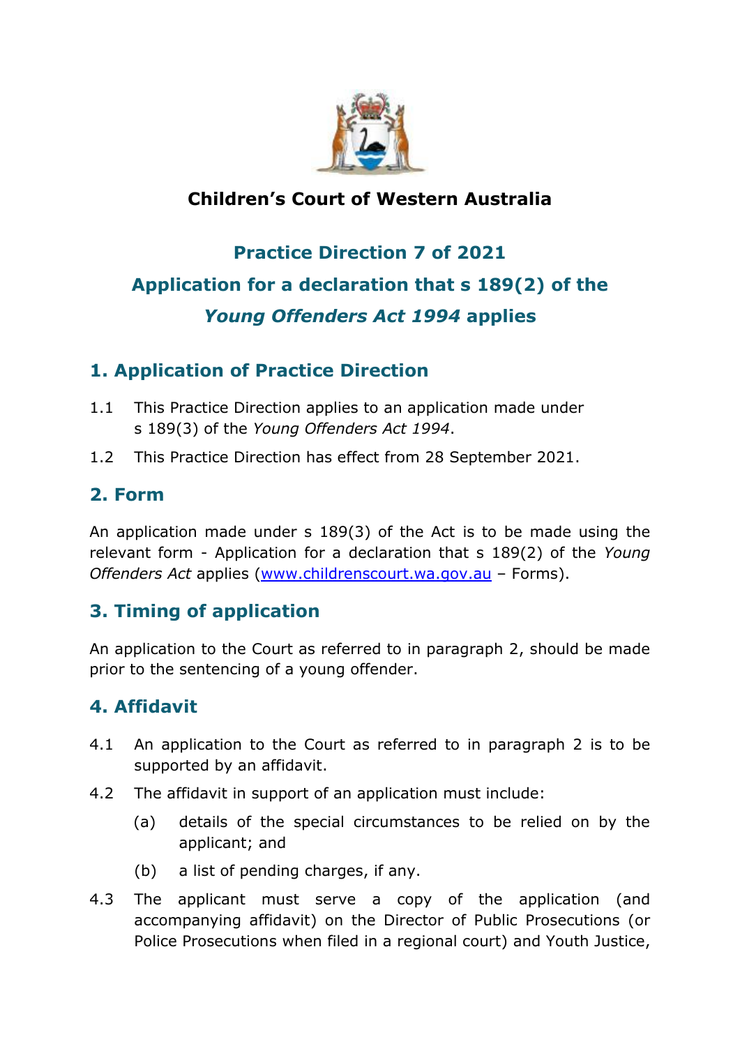# Children's Court of Western Australia

## Practice Direction 7 of 2021

## Application for a declaration that s 189(2) of the *Young Offenders Act 1994* applies

## 1. Application of Practice Direction

1.1 This Practice Direction applies to an application made under s 189(3) of the *Young Offenders Act 1994*.

1.2 This Practice Direction has effect from 28 September 2021.

## 2. Form

An application made under s 189(3) of the Act is to be made using the relevant form - Application for a declaration that s 189(2) of the *Young Offenders Act* applies (www.childrenscourt.wa.gov.au – Forms).

## 3. Timing of application

An application to the Court as referred to in paragraph 2, should be made prior to the sentencing of a young offender.

## 4. Affidavit

4.1 An application to the Court as referred to in paragraph 2 is to be supported by an affidavit.

4.2 The affidavit in support of an application must include:

(a) details of the special circumstances to be relied on by the applicant; and

(b) a list of pending charges, if any.

4.3 The applicant must serve a copy of the application (and accompanying affidavit) on the Director of Public Prosecutions (or Police Prosecutions when filed in a regional court) and Youth Justice,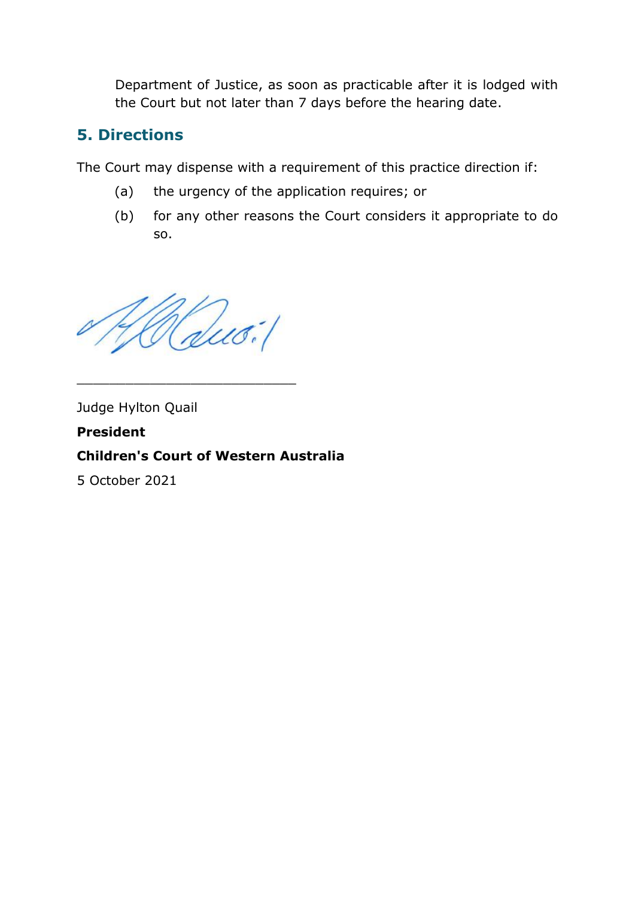Department of Justice, as soon as practicable after it is lodged with the Court but not later than 7 days before the hearing date.

## 5. Directions

The Court may dispense with a requirement of this practice direction if:

(a) the urgency of the application requires; or

(b) for any other reasons the Court considers it appropriate to do so.

\_\_\_\_\_\_\_\_\_\_\_\_\_\_\_\_\_\_\_\_\_\_\_\_\_\_\_

Judge Hylton Quail

**President**

**Children's Court of Western Australia**

5 October 2021